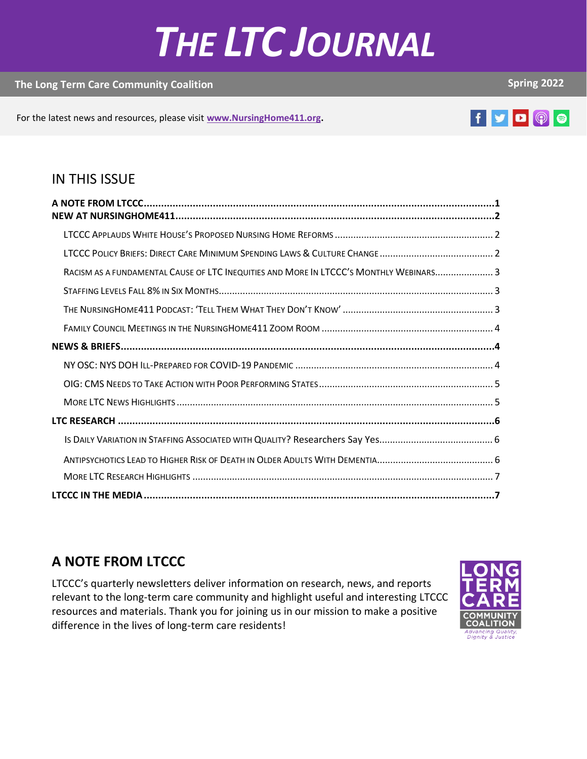# THE LTC JOURNAL

**The Long Term Care Community Coalition** **Spring 2022**

For the latest news and resources, please visit **www.NursingHome411.org**.

## IN THIS ISSUE

**A NOTE FROM LTCCC....1**
**NEW AT NURSINGHOME411....2**
- LTCCC Applauds White House's Proposed Nursing Home Reforms .... 2
- LTCCC Policy Briefs: Direct Care Minimum Spending Laws & Culture Change .... 2
- Racism as a Fundamental Cause of LTC Inequities and More In LTCCC's Monthly Webinars.... 3
- Staffing Levels Fall 8% in Six Months.... 3
- The NursingHome411 Podcast: 'Tell Them What They Don't Know' .... 3
- Family Council Meetings in the NursingHome411 Zoom Room .... 4

**NEWS & BRIEFS....4**
- NY OSC: NYS DOH Ill-Prepared for COVID-19 Pandemic .... 4
- OIG: CMS Needs to Take Action with Poor Performing States.... 5
- More LTC News Highlights .... 5

**LTC RESEARCH ....6**
- Is Daily Variation in Staffing Associated with Quality? Researchers Say Yes.... 6
- Antipsychotics Lead to Higher Risk of Death in Older Adults With Dementia.... 6
- More LTC Research Highlights .... 7

**LTCCC IN THE MEDIA....7**

## A NOTE FROM LTCCC

LTCCC's quarterly newsletters deliver information on research, news, and reports relevant to the long-term care community and highlight useful and interesting LTCCC resources and materials. Thank you for joining us in our mission to make a positive difference in the lives of long-term care residents!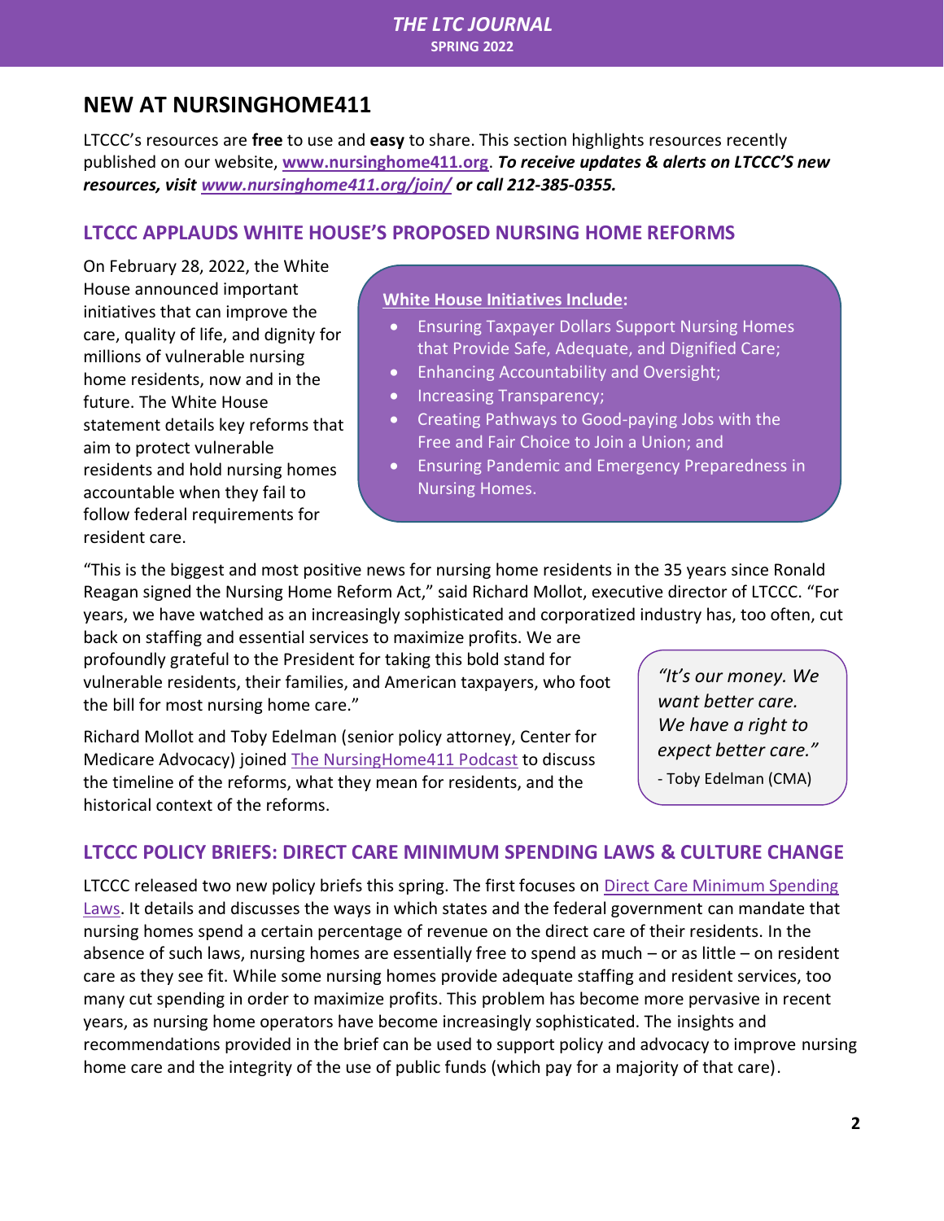## NEW AT NURSINGHOME411

LTCCC's resources are **free** to use and **easy** to share. This section highlights resources recently published on our website, **www.nursinghome411.org**. ***To receive updates & alerts on LTCCC'S new resources, visit www.nursinghome411.org/join/ or call 212-385-0355.***

### LTCCC APPLAUDS WHITE HOUSE'S PROPOSED NURSING HOME REFORMS

On February 28, 2022, the White House announced important initiatives that can improve the care, quality of life, and dignity for millions of vulnerable nursing home residents, now and in the future. The White House statement details key reforms that aim to protect vulnerable residents and hold nursing homes accountable when they fail to follow federal requirements for resident care.

**White House Initiatives Include:**

- Ensuring Taxpayer Dollars Support Nursing Homes that Provide Safe, Adequate, and Dignified Care;
- Enhancing Accountability and Oversight;
- Increasing Transparency;
- Creating Pathways to Good-paying Jobs with the Free and Fair Choice to Join a Union; and
- Ensuring Pandemic and Emergency Preparedness in Nursing Homes.

"This is the biggest and most positive news for nursing home residents in the 35 years since Ronald Reagan signed the Nursing Home Reform Act," said Richard Mollot, executive director of LTCCC. "For years, we have watched as an increasingly sophisticated and corporatized industry has, too often, cut back on staffing and essential services to maximize profits. We are profoundly grateful to the President for taking this bold stand for vulnerable residents, their families, and American taxpayers, who foot the bill for most nursing home care."

Richard Mollot and Toby Edelman (senior policy attorney, Center for Medicare Advocacy) joined The NursingHome411 Podcast to discuss the timeline of the reforms, what they mean for residents, and the historical context of the reforms.

> *"It's our money. We want better care. We have a right to expect better care."*
>
> - Toby Edelman (CMA)

### LTCCC POLICY BRIEFS: DIRECT CARE MINIMUM SPENDING LAWS & CULTURE CHANGE

LTCCC released two new policy briefs this spring. The first focuses on Direct Care Minimum Spending Laws. It details and discusses the ways in which states and the federal government can mandate that nursing homes spend a certain percentage of revenue on the direct care of their residents. In the absence of such laws, nursing homes are essentially free to spend as much – or as little – on resident care as they see fit. While some nursing homes provide adequate staffing and resident services, too many cut spending in order to maximize profits. This problem has become more pervasive in recent years, as nursing home operators have become increasingly sophisticated. The insights and recommendations provided in the brief can be used to support policy and advocacy to improve nursing home care and the integrity of the use of public funds (which pay for a majority of that care).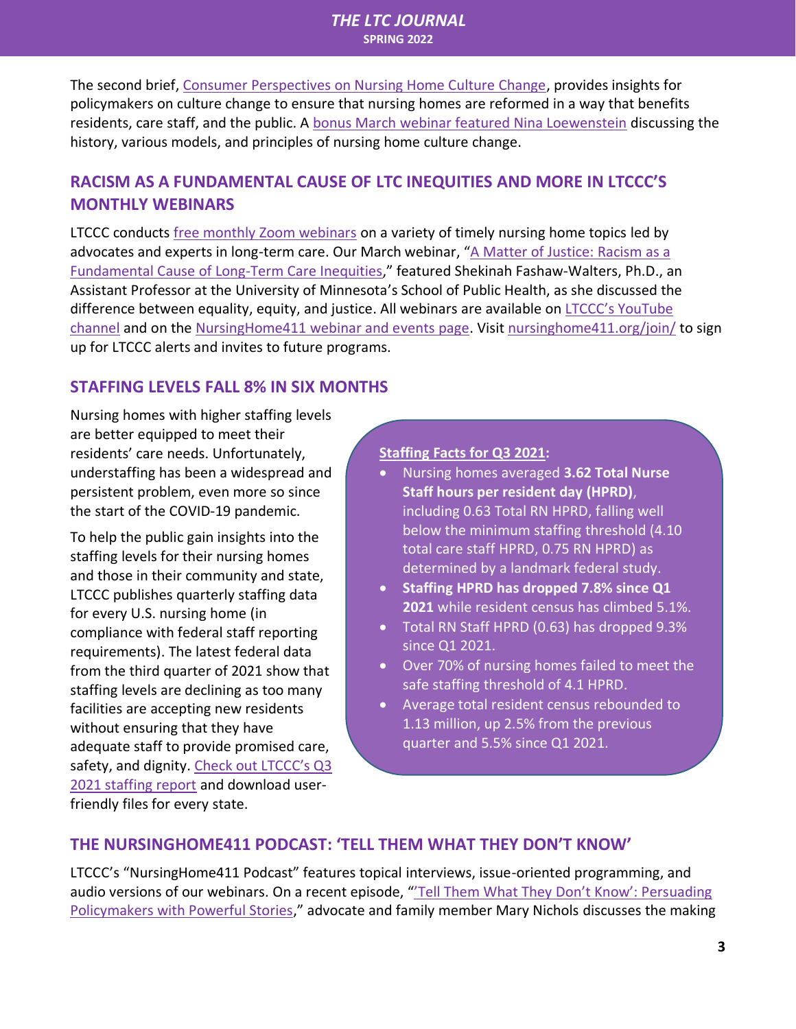The second brief, [Consumer Perspectives on Nursing Home Culture Change](), provides insights for policymakers on culture change to ensure that nursing homes are reformed in a way that benefits residents, care staff, and the public. A [bonus March webinar featured Nina Loewenstein]() discussing the history, various models, and principles of nursing home culture change.

## RACISM AS A FUNDAMENTAL CAUSE OF LTC INEQUITIES AND MORE IN LTCCC'S MONTHLY WEBINARS

LTCCC conducts [free monthly Zoom webinars]() on a variety of timely nursing home topics led by advocates and experts in long-term care. Our March webinar, "[A Matter of Justice: Racism as a Fundamental Cause of Long-Term Care Inequities]()," featured Shekinah Fashaw-Walters, Ph.D., an Assistant Professor at the University of Minnesota's School of Public Health, as she discussed the difference between equality, equity, and justice. All webinars are available on [LTCCC's YouTube channel]() and on the [NursingHome411 webinar and events page](). Visit [nursinghome411.org/join/]() to sign up for LTCCC alerts and invites to future programs.

## STAFFING LEVELS FALL 8% IN SIX MONTHS

Nursing homes with higher staffing levels are better equipped to meet their residents' care needs. Unfortunately, understaffing has been a widespread and persistent problem, even more so since the start of the COVID-19 pandemic.

To help the public gain insights into the staffing levels for their nursing homes and those in their community and state, LTCCC publishes quarterly staffing data for every U.S. nursing home (in compliance with federal staff reporting requirements). The latest federal data from the third quarter of 2021 show that staffing levels are declining as too many facilities are accepting new residents without ensuring that they have adequate staff to provide promised care, safety, and dignity. [Check out LTCCC's Q3 2021 staffing report]() and download user-friendly files for every state.

**Staffing Facts for Q3 2021:**

- Nursing homes averaged **3.62 Total Nurse Staff hours per resident day (HPRD)**, including 0.63 Total RN HPRD, falling well below the minimum staffing threshold (4.10 total care staff HPRD, 0.75 RN HPRD) as determined by a landmark federal study.
- **Staffing HPRD has dropped 7.8% since Q1 2021** while resident census has climbed 5.1%.
- Total RN Staff HPRD (0.63) has dropped 9.3% since Q1 2021.
- Over 70% of nursing homes failed to meet the safe staffing threshold of 4.1 HPRD.
- Average total resident census rebounded to 1.13 million, up 2.5% from the previous quarter and 5.5% since Q1 2021.

## THE NURSINGHOME411 PODCAST: 'TELL THEM WHAT THEY DON'T KNOW'

LTCCC's "NursingHome411 Podcast" features topical interviews, issue-oriented programming, and audio versions of our webinars. On a recent episode, "['Tell Them What They Don't Know': Persuading Policymakers with Powerful Stories]()," advocate and family member Mary Nichols discusses the making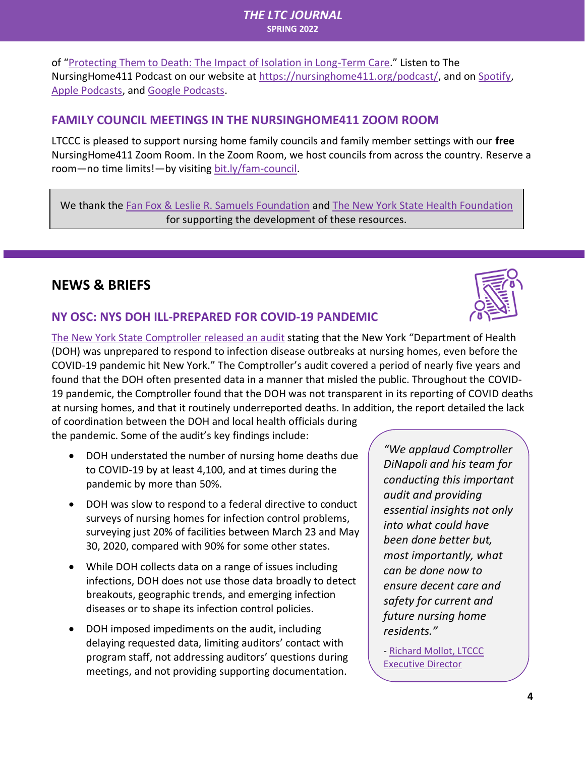of "Protecting Them to Death: The Impact of Isolation in Long-Term Care." Listen to The NursingHome411 Podcast on our website at https://nursinghome411.org/podcast/, and on Spotify, Apple Podcasts, and Google Podcasts.

### FAMILY COUNCIL MEETINGS IN THE NURSINGHOME411 ZOOM ROOM

LTCCC is pleased to support nursing home family councils and family member settings with our **free** NursingHome411 Zoom Room. In the Zoom Room, we host councils from across the country. Reserve a room—no time limits!—by visiting bit.ly/fam-council.

> We thank the Fan Fox & Leslie R. Samuels Foundation and The New York State Health Foundation for supporting the development of these resources.

## NEWS & BRIEFS

### NY OSC: NYS DOH ILL-PREPARED FOR COVID-19 PANDEMIC

The New York State Comptroller released an audit stating that the New York "Department of Health (DOH) was unprepared to respond to infection disease outbreaks at nursing homes, even before the COVID-19 pandemic hit New York." The Comptroller's audit covered a period of nearly five years and found that the DOH often presented data in a manner that misled the public. Throughout the COVID-19 pandemic, the Comptroller found that the DOH was not transparent in its reporting of COVID deaths at nursing homes, and that it routinely underreported deaths. In addition, the report detailed the lack of coordination between the DOH and local health officials during the pandemic. Some of the audit's key findings include:

- DOH understated the number of nursing home deaths due to COVID-19 by at least 4,100, and at times during the pandemic by more than 50%.
- DOH was slow to respond to a federal directive to conduct surveys of nursing homes for infection control problems, surveying just 20% of facilities between March 23 and May 30, 2020, compared with 90% for some other states.
- While DOH collects data on a range of issues including infections, DOH does not use those data broadly to detect breakouts, geographic trends, and emerging infection diseases or to shape its infection control policies.
- DOH imposed impediments on the audit, including delaying requested data, limiting auditors' contact with program staff, not addressing auditors' questions during meetings, and not providing supporting documentation.

> *"We applaud Comptroller DiNapoli and his team for conducting this important audit and providing essential insights not only into what could have been done better but, most importantly, what can be done now to ensure decent care and safety for current and future nursing home residents."*
>
> \- Richard Mollot, LTCCC Executive Director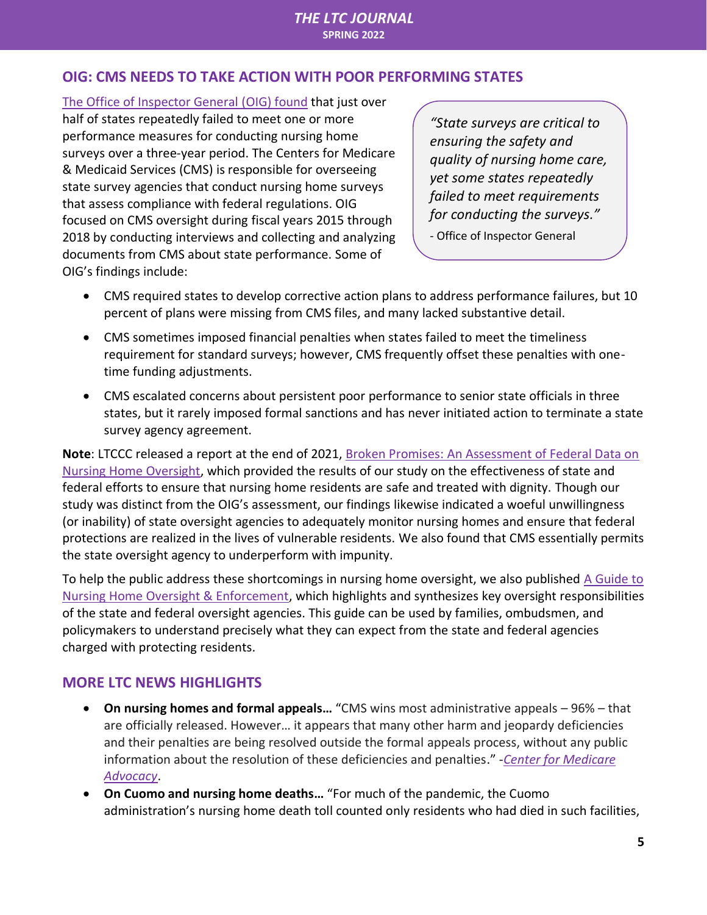## OIG: CMS NEEDS TO TAKE ACTION WITH POOR PERFORMING STATES

The Office of Inspector General (OIG) found that just over half of states repeatedly failed to meet one or more performance measures for conducting nursing home surveys over a three-year period. The Centers for Medicare & Medicaid Services (CMS) is responsible for overseeing state survey agencies that conduct nursing home surveys that assess compliance with federal regulations. OIG focused on CMS oversight during fiscal years 2015 through 2018 by conducting interviews and collecting and analyzing documents from CMS about state performance. Some of OIG's findings include:

> *"State surveys are critical to ensuring the safety and quality of nursing home care, yet some states repeatedly failed to meet requirements for conducting the surveys."*
>
> - Office of Inspector General

- CMS required states to develop corrective action plans to address performance failures, but 10 percent of plans were missing from CMS files, and many lacked substantive detail.
- CMS sometimes imposed financial penalties when states failed to meet the timeliness requirement for standard surveys; however, CMS frequently offset these penalties with one-time funding adjustments.
- CMS escalated concerns about persistent poor performance to senior state officials in three states, but it rarely imposed formal sanctions and has never initiated action to terminate a state survey agency agreement.

**Note**: LTCCC released a report at the end of 2021, Broken Promises: An Assessment of Federal Data on Nursing Home Oversight, which provided the results of our study on the effectiveness of state and federal efforts to ensure that nursing home residents are safe and treated with dignity. Though our study was distinct from the OIG's assessment, our findings likewise indicated a woeful unwillingness (or inability) of state oversight agencies to adequately monitor nursing homes and ensure that federal protections are realized in the lives of vulnerable residents. We also found that CMS essentially permits the state oversight agency to underperform with impunity.

To help the public address these shortcomings in nursing home oversight, we also published A Guide to Nursing Home Oversight & Enforcement, which highlights and synthesizes key oversight responsibilities of the state and federal oversight agencies. This guide can be used by families, ombudsmen, and policymakers to understand precisely what they can expect from the state and federal agencies charged with protecting residents.

## MORE LTC NEWS HIGHLIGHTS

- **On nursing homes and formal appeals…** "CMS wins most administrative appeals – 96% – that are officially released. However… it appears that many other harm and jeopardy deficiencies and their penalties are being resolved outside the formal appeals process, without any public information about the resolution of these deficiencies and penalties." -*Center for Medicare Advocacy*.
- **On Cuomo and nursing home deaths…** "For much of the pandemic, the Cuomo administration's nursing home death toll counted only residents who had died in such facilities,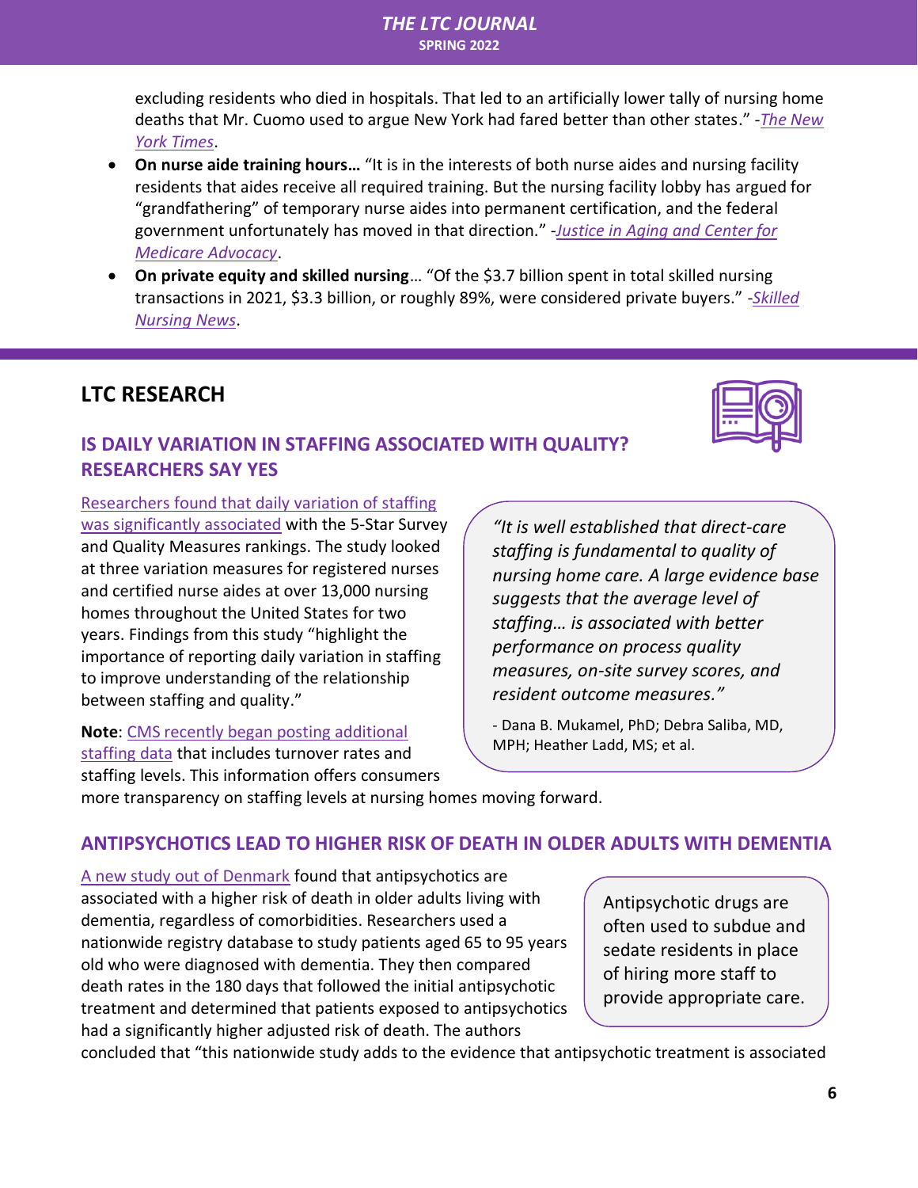excluding residents who died in hospitals. That led to an artificially lower tally of nursing home deaths that Mr. Cuomo used to argue New York had fared better than other states." -*The New York Times*.

- **On nurse aide training hours…** "It is in the interests of both nurse aides and nursing facility residents that aides receive all required training. But the nursing facility lobby has argued for "grandfathering" of temporary nurse aides into permanent certification, and the federal government unfortunately has moved in that direction." -*Justice in Aging and Center for Medicare Advocacy*.
- **On private equity and skilled nursing**… "Of the $3.7 billion spent in total skilled nursing transactions in 2021, $3.3 billion, or roughly 89%, were considered private buyers." -*Skilled Nursing News*.

## LTC RESEARCH

### IS DAILY VARIATION IN STAFFING ASSOCIATED WITH QUALITY? RESEARCHERS SAY YES

Researchers found that daily variation of staffing was significantly associated with the 5-Star Survey and Quality Measures rankings. The study looked at three variation measures for registered nurses and certified nurse aides at over 13,000 nursing homes throughout the United States for two years. Findings from this study "highlight the importance of reporting daily variation in staffing to improve understanding of the relationship between staffing and quality."

> *"It is well established that direct-care staffing is fundamental to quality of nursing home care. A large evidence base suggests that the average level of staffing… is associated with better performance on process quality measures, on-site survey scores, and resident outcome measures."*
>
> \- Dana B. Mukamel, PhD; Debra Saliba, MD, MPH; Heather Ladd, MS; et al.

**Note**: CMS recently began posting additional staffing data that includes turnover rates and staffing levels. This information offers consumers more transparency on staffing levels at nursing homes moving forward.

### ANTIPSYCHOTICS LEAD TO HIGHER RISK OF DEATH IN OLDER ADULTS WITH DEMENTIA

A new study out of Denmark found that antipsychotics are associated with a higher risk of death in older adults living with dementia, regardless of comorbidities. Researchers used a nationwide registry database to study patients aged 65 to 95 years old who were diagnosed with dementia. They then compared death rates in the 180 days that followed the initial antipsychotic treatment and determined that patients exposed to antipsychotics had a significantly higher adjusted risk of death. The authors concluded that "this nationwide study adds to the evidence that antipsychotic treatment is associated

> Antipsychotic drugs are often used to subdue and sedate residents in place of hiring more staff to provide appropriate care.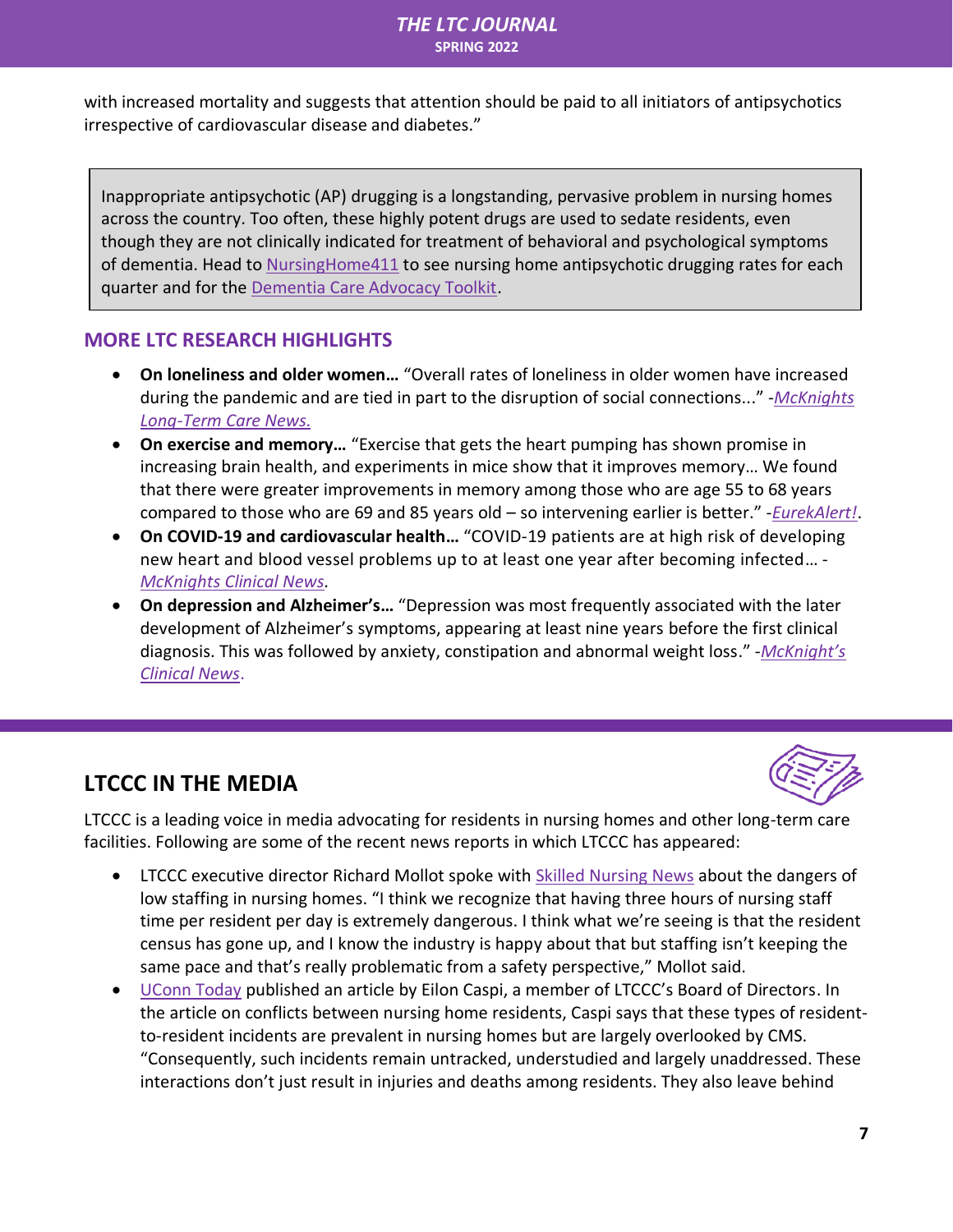with increased mortality and suggests that attention should be paid to all initiators of antipsychotics irrespective of cardiovascular disease and diabetes."

> Inappropriate antipsychotic (AP) drugging is a longstanding, pervasive problem in nursing homes across the country. Too often, these highly potent drugs are used to sedate residents, even though they are not clinically indicated for treatment of behavioral and psychological symptoms of dementia. Head to NursingHome411 to see nursing home antipsychotic drugging rates for each quarter and for the Dementia Care Advocacy Toolkit.

## MORE LTC RESEARCH HIGHLIGHTS

- **On loneliness and older women…** "Overall rates of loneliness in older women have increased during the pandemic and are tied in part to the disruption of social connections..." -*McKnights Long-Term Care News.*
- **On exercise and memory…** "Exercise that gets the heart pumping has shown promise in increasing brain health, and experiments in mice show that it improves memory… We found that there were greater improvements in memory among those who are age 55 to 68 years compared to those who are 69 and 85 years old – so intervening earlier is better." -*EurekAlert!*.
- **On COVID-19 and cardiovascular health…** "COVID-19 patients are at high risk of developing new heart and blood vessel problems up to at least one year after becoming infected… -*McKnights Clinical News.*
- **On depression and Alzheimer's…** "Depression was most frequently associated with the later development of Alzheimer's symptoms, appearing at least nine years before the first clinical diagnosis. This was followed by anxiety, constipation and abnormal weight loss." -*McKnight's Clinical News*.

## LTCCC IN THE MEDIA

LTCCC is a leading voice in media advocating for residents in nursing homes and other long-term care facilities. Following are some of the recent news reports in which LTCCC has appeared:

- LTCCC executive director Richard Mollot spoke with Skilled Nursing News about the dangers of low staffing in nursing homes. "I think we recognize that having three hours of nursing staff time per resident per day is extremely dangerous. I think what we're seeing is that the resident census has gone up, and I know the industry is happy about that but staffing isn't keeping the same pace and that's really problematic from a safety perspective," Mollot said.
- UConn Today published an article by Eilon Caspi, a member of LTCCC's Board of Directors. In the article on conflicts between nursing home residents, Caspi says that these types of resident-to-resident incidents are prevalent in nursing homes but are largely overlooked by CMS. "Consequently, such incidents remain untracked, understudied and largely unaddressed. These interactions don't just result in injuries and deaths among residents. They also leave behind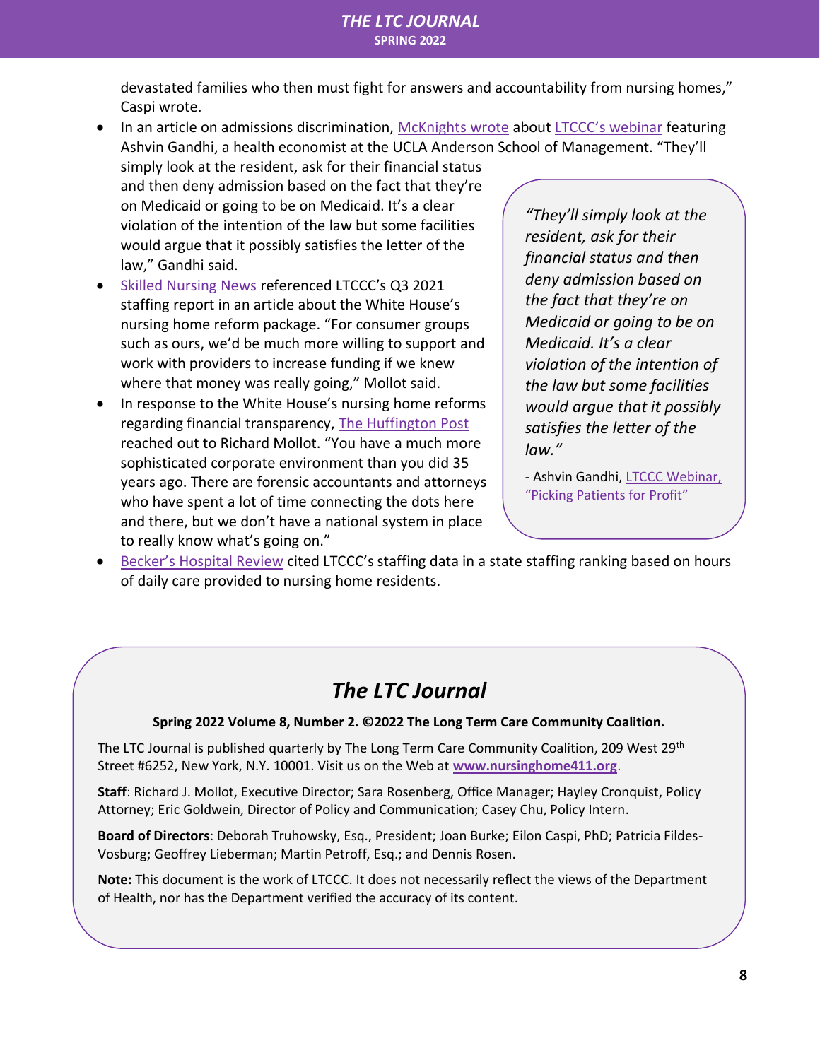devastated families who then must fight for answers and accountability from nursing homes," Caspi wrote.

- In an article on admissions discrimination, McKnights wrote about LTCCC's webinar featuring Ashvin Gandhi, a health economist at the UCLA Anderson School of Management. "They'll simply look at the resident, ask for their financial status and then deny admission based on the fact that they're on Medicaid or going to be on Medicaid. It's a clear violation of the intention of the law but some facilities would argue that it possibly satisfies the letter of the law," Gandhi said.
- Skilled Nursing News referenced LTCCC's Q3 2021 staffing report in an article about the White House's nursing home reform package. "For consumer groups such as ours, we'd be much more willing to support and work with providers to increase funding if we knew where that money was really going," Mollot said.
- In response to the White House's nursing home reforms regarding financial transparency, The Huffington Post reached out to Richard Mollot. "You have a much more sophisticated corporate environment than you did 35 years ago. There are forensic accountants and attorneys who have spent a lot of time connecting the dots here and there, but we don't have a national system in place to really know what's going on."
- Becker's Hospital Review cited LTCCC's staffing data in a state staffing ranking based on hours of daily care provided to nursing home residents.

> *"They'll simply look at the resident, ask for their financial status and then deny admission based on the fact that they're on Medicaid or going to be on Medicaid. It's a clear violation of the intention of the law but some facilities would argue that it possibly satisfies the letter of the law."*
>
> \- Ashvin Gandhi, LTCCC Webinar, "Picking Patients for Profit"

## *The LTC Journal*

**Spring 2022 Volume 8, Number 2. ©2022 The Long Term Care Community Coalition.**

The LTC Journal is published quarterly by The Long Term Care Community Coalition, 209 West 29th Street #6252, New York, N.Y. 10001. Visit us on the Web at **www.nursinghome411.org**.

**Staff**: Richard J. Mollot, Executive Director; Sara Rosenberg, Office Manager; Hayley Cronquist, Policy Attorney; Eric Goldwein, Director of Policy and Communication; Casey Chu, Policy Intern.

**Board of Directors**: Deborah Truhowsky, Esq., President; Joan Burke; Eilon Caspi, PhD; Patricia Fildes-Vosburg; Geoffrey Lieberman; Martin Petroff, Esq.; and Dennis Rosen.

**Note:** This document is the work of LTCCC. It does not necessarily reflect the views of the Department of Health, nor has the Department verified the accuracy of its content.